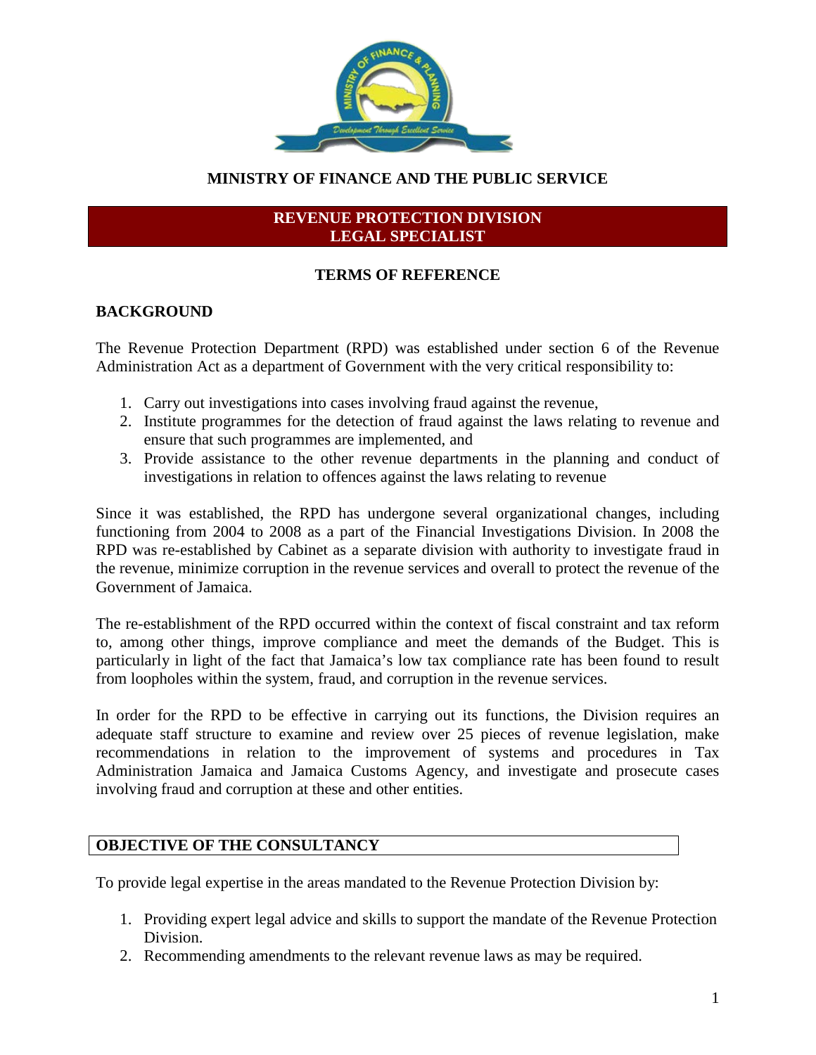# MINISTRY OF FINANCE AND THE PUBLIC SERVICE

## REVENUE PROTECTION DIVISION
## LEGAL SPECIALIST

### TERMS OF REFERENCE

### BACKGROUND

The Revenue Protection Department (RPD) was established under section 6 of the Revenue Administration Act as a department of Government with the very critical responsibility to:

1. Carry out investigations into cases involving fraud against the revenue,
2. Institute programmes for the detection of fraud against the laws relating to revenue and ensure that such programmes are implemented, and
3. Provide assistance to the other revenue departments in the planning and conduct of investigations in relation to offences against the laws relating to revenue

Since it was established, the RPD has undergone several organizational changes, including functioning from 2004 to 2008 as a part of the Financial Investigations Division. In 2008 the RPD was re-established by Cabinet as a separate division with authority to investigate fraud in the revenue, minimize corruption in the revenue services and overall to protect the revenue of the Government of Jamaica.

The re-establishment of the RPD occurred within the context of fiscal constraint and tax reform to, among other things, improve compliance and meet the demands of the Budget. This is particularly in light of the fact that Jamaica's low tax compliance rate has been found to result from loopholes within the system, fraud, and corruption in the revenue services.

In order for the RPD to be effective in carrying out its functions, the Division requires an adequate staff structure to examine and review over 25 pieces of revenue legislation, make recommendations in relation to the improvement of systems and procedures in Tax Administration Jamaica and Jamaica Customs Agency, and investigate and prosecute cases involving fraud and corruption at these and other entities.

### OBJECTIVE OF THE CONSULTANCY

To provide legal expertise in the areas mandated to the Revenue Protection Division by:

1. Providing expert legal advice and skills to support the mandate of the Revenue Protection Division.
2. Recommending amendments to the relevant revenue laws as may be required.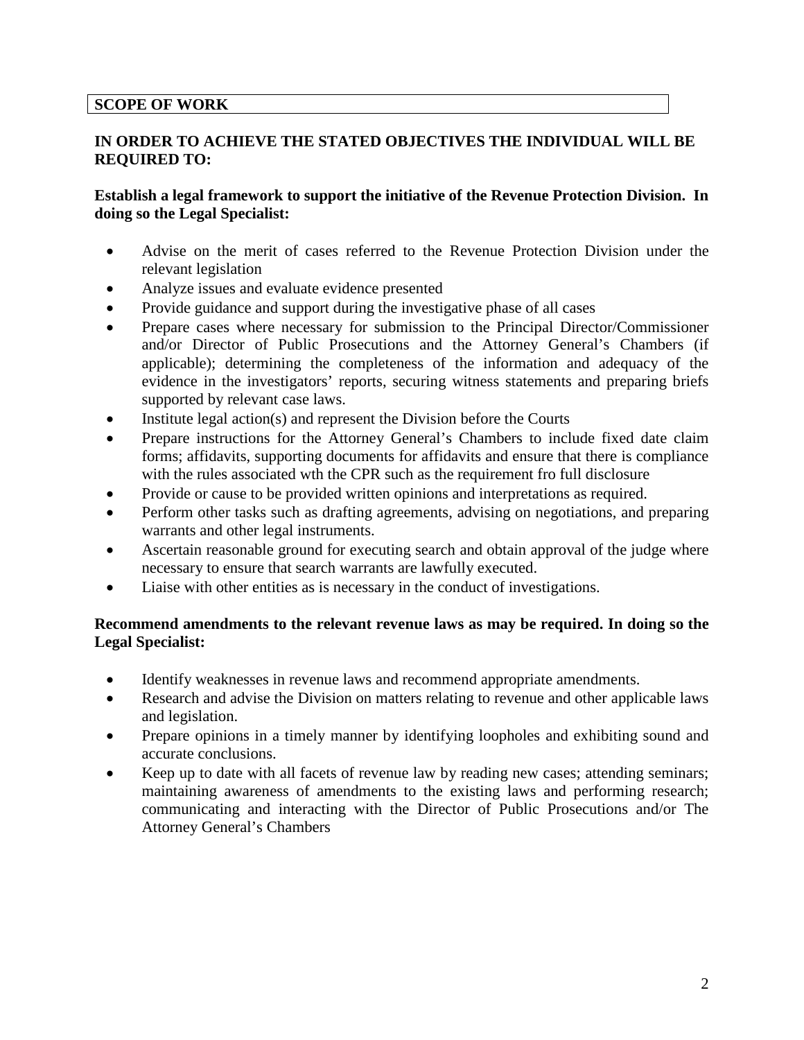## SCOPE OF WORK

**IN ORDER TO ACHIEVE THE STATED OBJECTIVES THE INDIVIDUAL WILL BE REQUIRED TO:**

**Establish a legal framework to support the initiative of the Revenue Protection Division. In doing so the Legal Specialist:**

- Advise on the merit of cases referred to the Revenue Protection Division under the relevant legislation
- Analyze issues and evaluate evidence presented
- Provide guidance and support during the investigative phase of all cases
- Prepare cases where necessary for submission to the Principal Director/Commissioner and/or Director of Public Prosecutions and the Attorney General's Chambers (if applicable); determining the completeness of the information and adequacy of the evidence in the investigators' reports, securing witness statements and preparing briefs supported by relevant case laws.
- Institute legal action(s) and represent the Division before the Courts
- Prepare instructions for the Attorney General's Chambers to include fixed date claim forms; affidavits, supporting documents for affidavits and ensure that there is compliance with the rules associated wth the CPR such as the requirement fro full disclosure
- Provide or cause to be provided written opinions and interpretations as required.
- Perform other tasks such as drafting agreements, advising on negotiations, and preparing warrants and other legal instruments.
- Ascertain reasonable ground for executing search and obtain approval of the judge where necessary to ensure that search warrants are lawfully executed.
- Liaise with other entities as is necessary in the conduct of investigations.

**Recommend amendments to the relevant revenue laws as may be required. In doing so the Legal Specialist:**

- Identify weaknesses in revenue laws and recommend appropriate amendments.
- Research and advise the Division on matters relating to revenue and other applicable laws and legislation.
- Prepare opinions in a timely manner by identifying loopholes and exhibiting sound and accurate conclusions.
- Keep up to date with all facets of revenue law by reading new cases; attending seminars; maintaining awareness of amendments to the existing laws and performing research; communicating and interacting with the Director of Public Prosecutions and/or The Attorney General's Chambers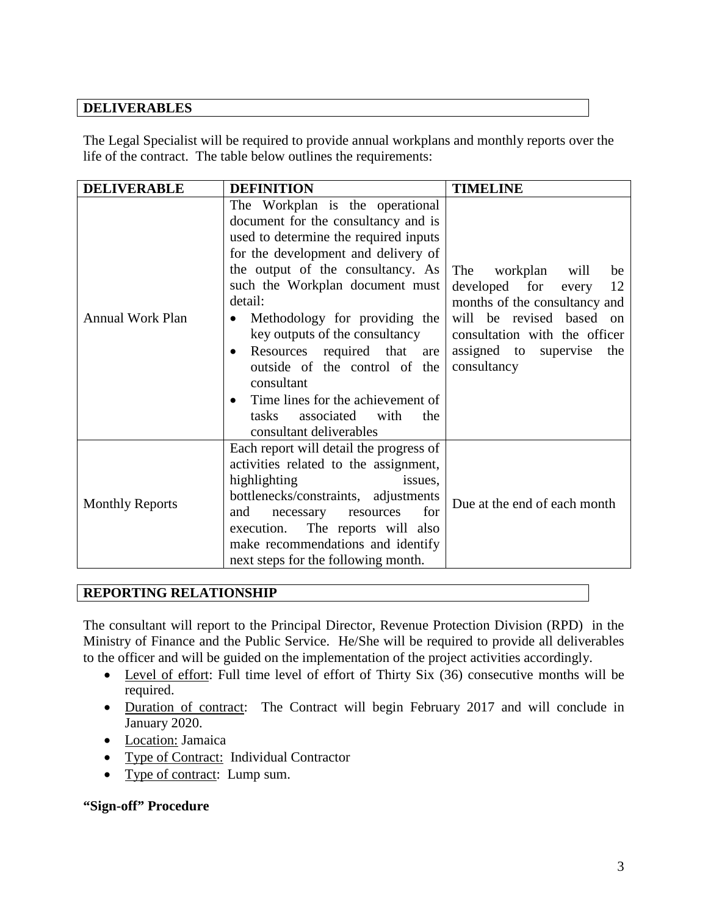## DELIVERABLES

The Legal Specialist will be required to provide annual workplans and monthly reports over the life of the contract. The table below outlines the requirements:

| DELIVERABLE | DEFINITION | TIMELINE |
|---|---|---|
| Annual Work Plan | The Workplan is the operational document for the consultancy and is used to determine the required inputs for the development and delivery of the output of the consultancy. As such the Workplan document must detail:<br>• Methodology for providing the key outputs of the consultancy<br>• Resources required that are outside of the control of the consultant<br>• Time lines for the achievement of tasks associated with the consultant deliverables | The workplan will be developed for every 12 months of the consultancy and will be revised based on consultation with the officer assigned to supervise the consultancy |
| Monthly Reports | Each report will detail the progress of activities related to the assignment, highlighting issues, bottlenecks/constraints, adjustments and necessary resources for execution. The reports will also make recommendations and identify next steps for the following month. | Due at the end of each month |

## REPORTING RELATIONSHIP

The consultant will report to the Principal Director, Revenue Protection Division (RPD) in the Ministry of Finance and the Public Service. He/She will be required to provide all deliverables to the officer and will be guided on the implementation of the project activities accordingly.

- Level of effort: Full time level of effort of Thirty Six (36) consecutive months will be required.
- Duration of contract: The Contract will begin February 2017 and will conclude in January 2020.
- Location: Jamaica
- Type of Contract: Individual Contractor
- Type of contract: Lump sum.

**"Sign-off" Procedure**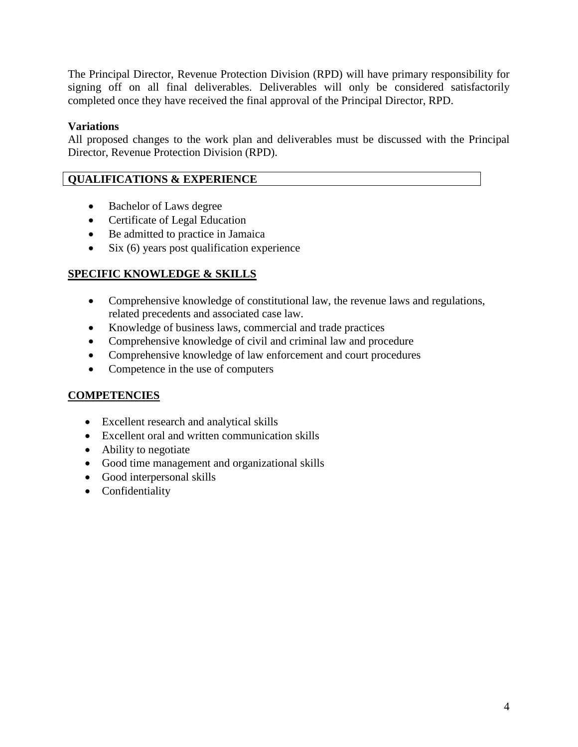The Principal Director, Revenue Protection Division (RPD) will have primary responsibility for signing off on all final deliverables. Deliverables will only be considered satisfactorily completed once they have received the final approval of the Principal Director, RPD.

**Variations**

All proposed changes to the work plan and deliverables must be discussed with the Principal Director, Revenue Protection Division (RPD).

## QUALIFICATIONS & EXPERIENCE

- Bachelor of Laws degree
- Certificate of Legal Education
- Be admitted to practice in Jamaica
- Six (6) years post qualification experience

## SPECIFIC KNOWLEDGE & SKILLS

- Comprehensive knowledge of constitutional law, the revenue laws and regulations, related precedents and associated case law.
- Knowledge of business laws, commercial and trade practices
- Comprehensive knowledge of civil and criminal law and procedure
- Comprehensive knowledge of law enforcement and court procedures
- Competence in the use of computers

## COMPETENCIES

- Excellent research and analytical skills
- Excellent oral and written communication skills
- Ability to negotiate
- Good time management and organizational skills
- Good interpersonal skills
- Confidentiality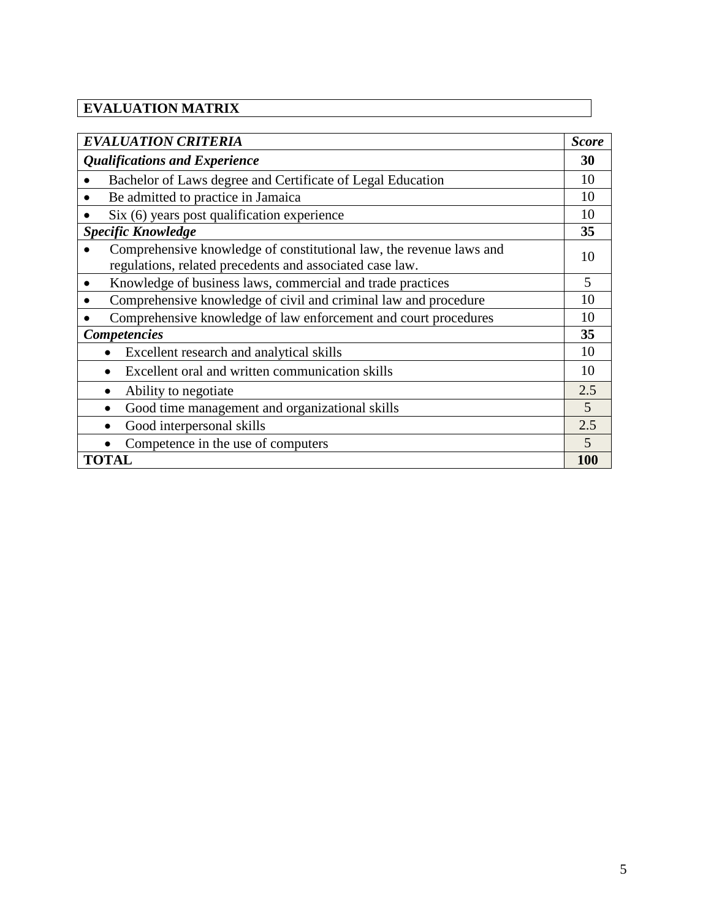**EVALUATION MATRIX**

| *EVALUATION CRITERIA* | *Score* |
|---|---|
| ***Qualifications and Experience*** | **30** |
| • Bachelor of Laws degree and Certificate of Legal Education | 10 |
| • Be admitted to practice in Jamaica | 10 |
| • Six (6) years post qualification experience | 10 |
| ***Specific Knowledge*** | **35** |
| • Comprehensive knowledge of constitutional law, the revenue laws and regulations, related precedents and associated case law. | 10 |
| • Knowledge of business laws, commercial and trade practices | 5 |
| • Comprehensive knowledge of civil and criminal law and procedure | 10 |
| • Comprehensive knowledge of law enforcement and court procedures | 10 |
| ***Competencies*** | **35** |
| • Excellent research and analytical skills | 10 |
| • Excellent oral and written communication skills | 10 |
| • Ability to negotiate | 2.5 |
| • Good time management and organizational skills | 5 |
| • Good interpersonal skills | 2.5 |
| • Competence in the use of computers | 5 |
| **TOTAL** | **100** |